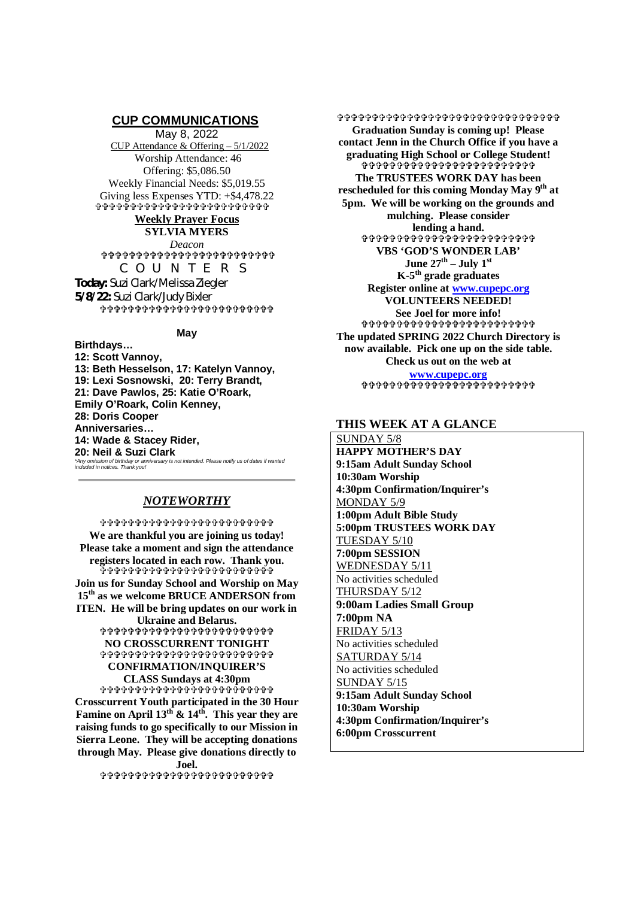## CUP COMMUNICATIONS

May 8, 2022

CUP Attendance & Offering – 5/1/2022

Worship Attendance: 46

Offering: $5,086.50

Weekly Financial Needs: $5,019.55

Giving less Expenses YTD: +$4,478.22

✞✞✞✞✞✞✞✞✞✞✞✞✞✞✞✞✞✞✞✞✞✞✞✞

**Weekly Prayer Focus**

**SYLVIA MYERS**

*Deacon*

✞✞✞✞✞✞✞✞✞✞✞✞✞✞✞✞✞✞✞✞✞✞✞✞

C O U N T E R S

**Today:** Suzi Clark/Melissa Ziegler

**5/8/22:** Suzi Clark/Judy Bixler

✞✞✞✞✞✞✞✞✞✞✞✞✞✞✞✞✞✞✞✞✞✞✞✞

**May**

**Birthdays…**

**12: Scott Vannoy,**

**13: Beth Hesselson, 17: Katelyn Vannoy,**

**19: Lexi Sosnowski, 20: Terry Brandt,**

**21: Dave Pawlos, 25: Katie O'Roark,**

**Emily O'Roark, Colin Kenney,**

**28: Doris Cooper**

**Anniversaries…**

**14: Wade & Stacey Rider,**

**20: Neil & Suzi Clark**

*\*Any omission of birthday or anniversary is not intended. Please notify us of dates if wanted included in notices. Thank you!*

## *NOTEWORTHY*

✞✞✞✞✞✞✞✞✞✞✞✞✞✞✞✞✞✞✞✞✞✞✞✞

**We are thankful you are joining us today! Please take a moment and sign the attendance registers located in each row. Thank you.**

✞✞✞✞✞✞✞✞✞✞✞✞✞✞✞✞✞✞✞✞✞✞✞✞

**Join us for Sunday School and Worship on May 15th as we welcome BRUCE ANDERSON from ITEN. He will be bring updates on our work in Ukraine and Belarus.**

✞✞✞✞✞✞✞✞✞✞✞✞✞✞✞✞✞✞✞✞✞✞✞✞

**NO CROSSCURRENT TONIGHT**

✞✞✞✞✞✞✞✞✞✞✞✞✞✞✞✞✞✞✞✞✞✞✞✞

**CONFIRMATION/INQUIRER'S CLASS Sundays at 4:30pm**

✞✞✞✞✞✞✞✞✞✞✞✞✞✞✞✞✞✞✞✞✞✞✞✞

**Crosscurrent Youth participated in the 30 Hour Famine on April 13th & 14th. This year they are raising funds to go specifically to our Mission in Sierra Leone. They will be accepting donations through May. Please give donations directly to Joel.**

✞✞✞✞✞✞✞✞✞✞✞✞✞✞✞✞✞✞✞✞✞✞✞✞

✞✞✞✞✞✞✞✞✞✞✞✞✞✞✞✞✞✞✞✞✞✞✞✞✞✞✞✞✞✞

**Graduation Sunday is coming up! Please contact Jenn in the Church Office if you have a graduating High School or College Student!**

✞✞✞✞✞✞✞✞✞✞✞✞✞✞✞✞✞✞✞✞✞✞✞✞

**The TRUSTEES WORK DAY has been rescheduled for this coming Monday May 9th at 5pm. We will be working on the grounds and mulching. Please consider lending a hand.**

✞✞✞✞✞✞✞✞✞✞✞✞✞✞✞✞✞✞✞✞✞✞✞✞

**VBS 'GOD'S WONDER LAB'**

**June 27th – July 1st**

**K-5th grade graduates**

**Register online at www.cupepc.org**

**VOLUNTEERS NEEDED!**

**See Joel for more info!**

✞✞✞✞✞✞✞✞✞✞✞✞✞✞✞✞✞✞✞✞✞✞✞✞

**The updated SPRING 2022 Church Directory is now available. Pick one up on the side table.**

**Check us out on the web at**

**www.cupepc.org**

✞✞✞✞✞✞✞✞✞✞✞✞✞✞✞✞✞✞✞✞✞✞✞✞

## THIS WEEK AT A GLANCE

SUNDAY 5/8

**HAPPY MOTHER'S DAY**

**9:15am Adult Sunday School**

**10:30am Worship**

**4:30pm Confirmation/Inquirer's**

MONDAY 5/9

**1:00pm Adult Bible Study**

**5:00pm TRUSTEES WORK DAY**

TUESDAY 5/10

**7:00pm SESSION**

WEDNESDAY 5/11

No activities scheduled

THURSDAY 5/12

**9:00am Ladies Small Group**

**7:00pm NA**

FRIDAY 5/13

No activities scheduled

SATURDAY 5/14

No activities scheduled

SUNDAY 5/15

**9:15am Adult Sunday School**

**10:30am Worship**

**4:30pm Confirmation/Inquirer's**

**6:00pm Crosscurrent**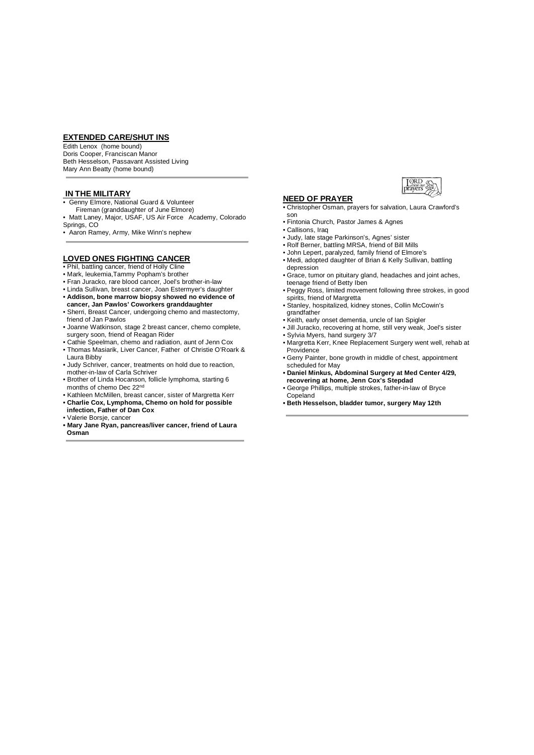## EXTENDED CARE/SHUT INS

Edith Lenox (home bound)
Doris Cooper, Franciscan Manor
Beth Hesselson, Passavant Assisted Living
Mary Ann Beatty (home bound)

## IN THE MILITARY

- Genny Elmore, National Guard & Volunteer Fireman (granddaughter of June Elmore)
- Matt Laney, Major, USAF, US Air Force Academy, Colorado Springs, CO
- Aaron Ramey, Army, Mike Winn's nephew

## LOVED ONES FIGHTING CANCER

- Phil, battling cancer, friend of Holly Cline
- Mark, leukemia,Tammy Popham's brother
- Fran Juracko, rare blood cancer, Joel's brother-in-law
- Linda Sullivan, breast cancer, Joan Estermyer's daughter
- **Addison, bone marrow biopsy showed no evidence of cancer, Jan Pawlos' Coworkers granddaughter**
- Sherri, Breast Cancer, undergoing chemo and mastectomy, friend of Jan Pawlos
- Joanne Watkinson, stage 2 breast cancer, chemo complete, surgery soon, friend of Reagan Rider
- Cathie Speelman, chemo and radiation, aunt of Jenn Cox
- Thomas Masiarik, Liver Cancer, Father of Christie O'Roark & Laura Bibby
- Judy Schriver, cancer, treatments on hold due to reaction, mother-in-law of Carla Schriver
- Brother of Linda Hocanson, follicle lymphoma, starting 6 months of chemo Dec 22nd
- Kathleen McMillen, breast cancer, sister of Margretta Kerr
- **Charlie Cox, Lymphoma, Chemo on hold for possible infection, Father of Dan Cox**
- Valerie Borsje, cancer
- **Mary Jane Ryan, pancreas/liver cancer, friend of Laura Osman**

## NEED OF PRAYER

- Christopher Osman, prayers for salvation, Laura Crawford's son
- Fintonia Church, Pastor James & Agnes
- Callisons, Iraq
- Judy, late stage Parkinson's, Agnes' sister
- Rolf Berner, battling MRSA, friend of Bill Mills
- John Lepert, paralyzed, family friend of Elmore's
- Medi, adopted daughter of Brian & Kelly Sullivan, battling depression
- Grace, tumor on pituitary gland, headaches and joint aches, teenage friend of Betty Iben
- Peggy Ross, limited movement following three strokes, in good spirits, friend of Margretta
- Stanley, hospitalized, kidney stones, Collin McCowin's grandfather
- Keith, early onset dementia, uncle of Ian Spigler
- Jill Juracko, recovering at home, still very weak, Joel's sister
- Sylvia Myers, hand surgery 3/7
- Margretta Kerr, Knee Replacement Surgery went well, rehab at Providence
- Gerry Painter, bone growth in middle of chest, appointment scheduled for May
- **Daniel Minkus, Abdominal Surgery at Med Center 4/29, recovering at home, Jenn Cox's Stepdad**
- George Phillips, multiple strokes, father-in-law of Bryce Copeland
- **Beth Hesselson, bladder tumor, surgery May 12th**